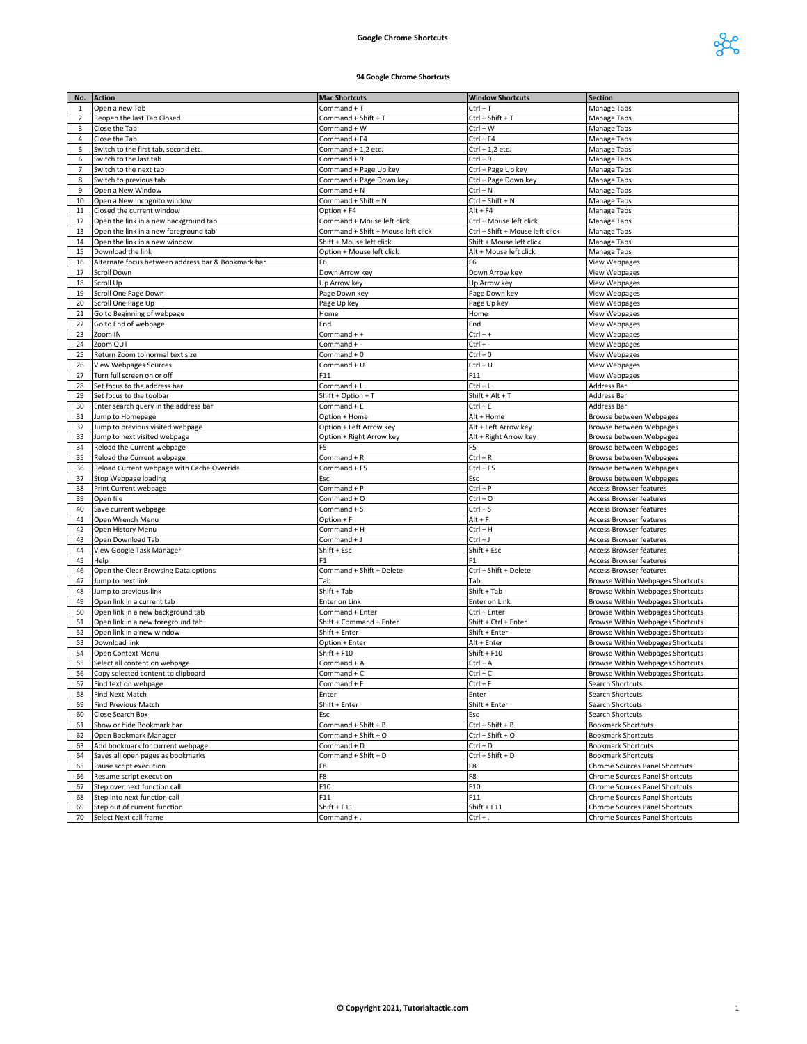# Google Chrome Shortcuts

## 94 Google Chrome Shortcuts

| No. | Action | Mac Shortcuts | Window Shortcuts | Section |
|---|---|---|---|---|
| 1 | Open a new Tab | Command + T | Ctrl + T | Manage Tabs |
| 2 | Reopen the last Tab Closed | Command + Shift + T | Ctrl + Shift + T | Manage Tabs |
| 3 | Close the Tab | Command + W | Ctrl + W | Manage Tabs |
| 4 | Close the Tab | Command + F4 | Ctrl + F4 | Manage Tabs |
| 5 | Switch to the first tab, second etc. | Command + 1,2 etc. | Ctrl + 1,2 etc. | Manage Tabs |
| 6 | Switch to the last tab | Command + 9 | Ctrl + 9 | Manage Tabs |
| 7 | Switch to the next tab | Command + Page Up key | Ctrl + Page Up key | Manage Tabs |
| 8 | Switch to previous tab | Command + Page Down key | Ctrl + Page Down key | Manage Tabs |
| 9 | Open a New Window | Command + N | Ctrl + N | Manage Tabs |
| 10 | Open a New Incognito window | Command + Shift + N | Ctrl + Shift + N | Manage Tabs |
| 11 | Closed the current window | Option + F4 | Alt + F4 | Manage Tabs |
| 12 | Open the link in a new background tab | Command + Mouse left click | Ctrl + Mouse left click | Manage Tabs |
| 13 | Open the link in a new foreground tab | Command + Shift + Mouse left click | Ctrl + Shift + Mouse left click | Manage Tabs |
| 14 | Open the link in a new window | Shift + Mouse left click | Shift + Mouse left click | Manage Tabs |
| 15 | Download the link | Option + Mouse left click | Alt + Mouse left click | Manage Tabs |
| 16 | Alternate focus between address bar & Bookmark bar | F6 | F6 | View Webpages |
| 17 | Scroll Down | Down Arrow key | Down Arrow key | View Webpages |
| 18 | Scroll Up | Up Arrow key | Up Arrow key | View Webpages |
| 19 | Scroll One Page Down | Page Down key | Page Down key | View Webpages |
| 20 | Scroll One Page Up | Page Up key | Page Up key | View Webpages |
| 21 | Go to Beginning of webpage | Home | Home | View Webpages |
| 22 | Go to End of webpage | End | End | View Webpages |
| 23 | Zoom IN | Command + + | Ctrl + + | View Webpages |
| 24 | Zoom OUT | Command + - | Ctrl + - | View Webpages |
| 25 | Return Zoom to normal text size | Command + 0 | Ctrl + 0 | View Webpages |
| 26 | View Webpages Sources | Command + U | Ctrl + U | View Webpages |
| 27 | Turn full screen on or off | F11 | F11 | View Webpages |
| 28 | Set focus to the address bar | Command + L | Ctrl + L | Address Bar |
| 29 | Set focus to the toolbar | Shift + Option + T | Shift + Alt + T | Address Bar |
| 30 | Enter search query in the address bar | Command + E | Ctrl + E | Address Bar |
| 31 | Jump to Homepage | Option + Home | Alt + Home | Browse between Webpages |
| 32 | Jump to previous visited webpage | Option + Left Arrow key | Alt + Left Arrow key | Browse between Webpages |
| 33 | Jump to next visited webpage | Option + Right Arrow key | Alt + Right Arrow key | Browse between Webpages |
| 34 | Reload the Current webpage | F5 | F5 | Browse between Webpages |
| 35 | Reload the Current webpage | Command + R | Ctrl + R | Browse between Webpages |
| 36 | Reload Current webpage with Cache Override | Command + F5 | Ctrl + F5 | Browse between Webpages |
| 37 | Stop Webpage loading | Esc | Esc | Browse between Webpages |
| 38 | Print Current webpage | Command + P | Ctrl + P | Access Browser features |
| 39 | Open file | Command + O | Ctrl + O | Access Browser features |
| 40 | Save current webpage | Command + S | Ctrl + S | Access Browser features |
| 41 | Open Wrench Menu | Option + F | Alt + F | Access Browser features |
| 42 | Open History Menu | Command + H | Ctrl + H | Access Browser features |
| 43 | Open Download Tab | Command + J | Ctrl + J | Access Browser features |
| 44 | View Google Task Manager | Shift + Esc | Shift + Esc | Access Browser features |
| 45 | Help | F1 | F1 | Access Browser features |
| 46 | Open the Clear Browsing Data options | Command + Shift + Delete | Ctrl + Shift + Delete | Access Browser features |
| 47 | Jump to next link | Tab | Tab | Browse Within Webpages Shortcuts |
| 48 | Jump to previous link | Shift + Tab | Shift + Tab | Browse Within Webpages Shortcuts |
| 49 | Open link in a current tab | Enter on Link | Enter on Link | Browse Within Webpages Shortcuts |
| 50 | Open link in a new background tab | Command + Enter | Ctrl + Enter | Browse Within Webpages Shortcuts |
| 51 | Open link in a new foreground tab | Shift + Command + Enter | Shift + Ctrl + Enter | Browse Within Webpages Shortcuts |
| 52 | Open link in a new window | Shift + Enter | Shift + Enter | Browse Within Webpages Shortcuts |
| 53 | Download link | Option + Enter | Alt + Enter | Browse Within Webpages Shortcuts |
| 54 | Open Context Menu | Shift + F10 | Shift + F10 | Browse Within Webpages Shortcuts |
| 55 | Select all content on webpage | Command + A | Ctrl + A | Browse Within Webpages Shortcuts |
| 56 | Copy selected content to clipboard | Command + C | Ctrl + C | Browse Within Webpages Shortcuts |
| 57 | Find text on webpage | Command + F | Ctrl + F | Search Shortcuts |
| 58 | Find Next Match | Enter | Enter | Search Shortcuts |
| 59 | Find Previous Match | Shift + Enter | Shift + Enter | Search Shortcuts |
| 60 | Close Search Box | Esc | Esc | Search Shortcuts |
| 61 | Show or hide Bookmark bar | Command + Shift + B | Ctrl + Shift + B | Bookmark Shortcuts |
| 62 | Open Bookmark Manager | Command + Shift + O | Ctrl + Shift + O | Bookmark Shortcuts |
| 63 | Add bookmark for current webpage | Command + D | Ctrl + D | Bookmark Shortcuts |
| 64 | Saves all open pages as bookmarks | Command + Shift + D | Ctrl + Shift + D | Bookmark Shortcuts |
| 65 | Pause script execution | F8 | F8 | Chrome Sources Panel Shortcuts |
| 66 | Resume script execution | F8 | F8 | Chrome Sources Panel Shortcuts |
| 67 | Step over next function call | F10 | F10 | Chrome Sources Panel Shortcuts |
| 68 | Step into next function call | F11 | F11 | Chrome Sources Panel Shortcuts |
| 69 | Step out of current function | Shift + F11 | Shift + F11 | Chrome Sources Panel Shortcuts |
| 70 | Select Next call frame | Command + . | Ctrl + . | Chrome Sources Panel Shortcuts |

© Copyright 2021, Tutorialtactic.com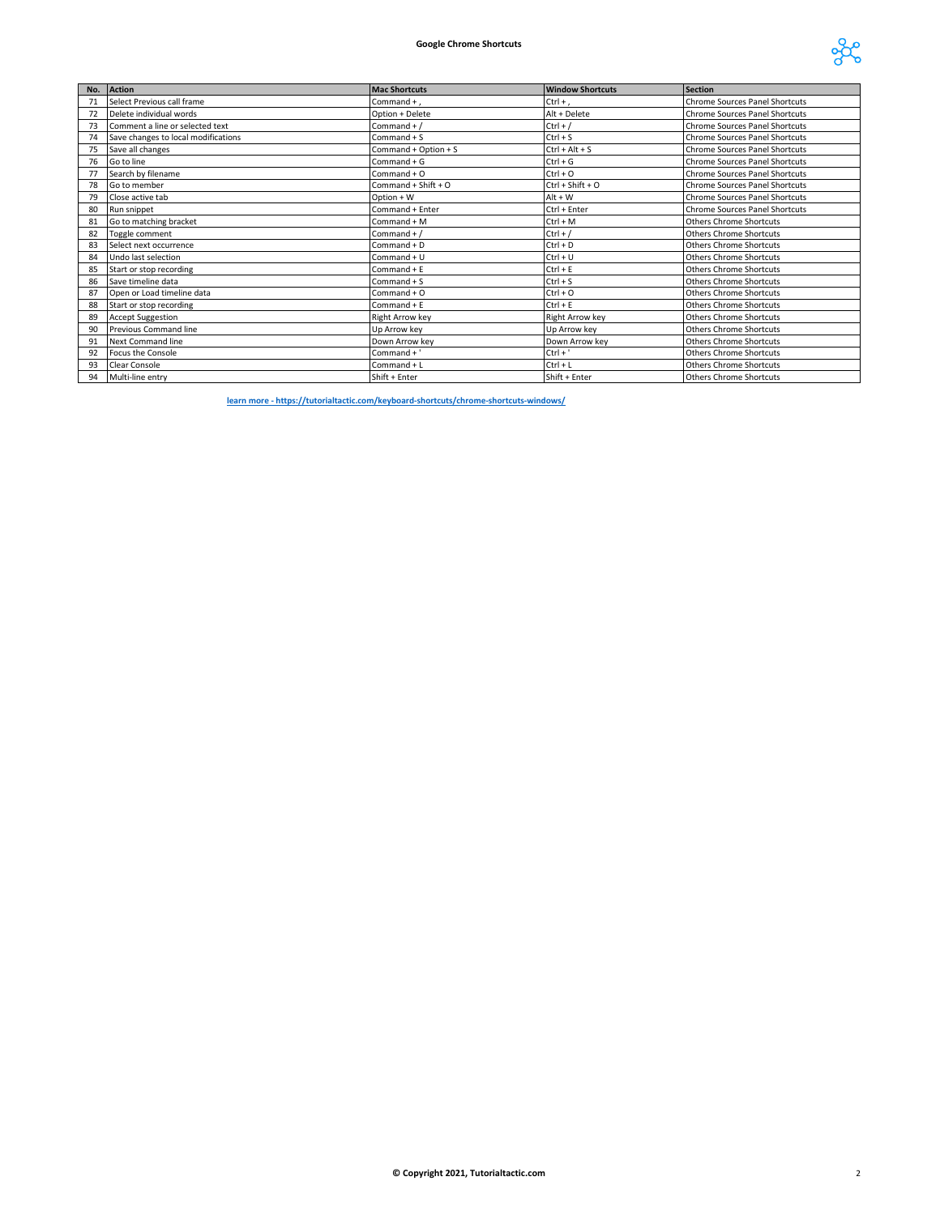| No. | Action | Mac Shortcuts | Window Shortcuts | Section |
|---|---|---|---|---|
| 71 | Select Previous call frame | Command + , | Ctrl + , | Chrome Sources Panel Shortcuts |
| 72 | Delete individual words | Option + Delete | Alt + Delete | Chrome Sources Panel Shortcuts |
| 73 | Comment a line or selected text | Command + / | Ctrl + / | Chrome Sources Panel Shortcuts |
| 74 | Save changes to local modifications | Command + S | Ctrl + S | Chrome Sources Panel Shortcuts |
| 75 | Save all changes | Command + Option + S | Ctrl + Alt + S | Chrome Sources Panel Shortcuts |
| 76 | Go to line | Command + G | Ctrl + G | Chrome Sources Panel Shortcuts |
| 77 | Search by filename | Command + O | Ctrl + O | Chrome Sources Panel Shortcuts |
| 78 | Go to member | Command + Shift + O | Ctrl + Shift + O | Chrome Sources Panel Shortcuts |
| 79 | Close active tab | Option + W | Alt + W | Chrome Sources Panel Shortcuts |
| 80 | Run snippet | Command + Enter | Ctrl + Enter | Chrome Sources Panel Shortcuts |
| 81 | Go to matching bracket | Command + M | Ctrl + M | Others Chrome Shortcuts |
| 82 | Toggle comment | Command + / | Ctrl + / | Others Chrome Shortcuts |
| 83 | Select next occurrence | Command + D | Ctrl + D | Others Chrome Shortcuts |
| 84 | Undo last selection | Command + U | Ctrl + U | Others Chrome Shortcuts |
| 85 | Start or stop recording | Command + E | Ctrl + E | Others Chrome Shortcuts |
| 86 | Save timeline data | Command + S | Ctrl + S | Others Chrome Shortcuts |
| 87 | Open or Load timeline data | Command + O | Ctrl + O | Others Chrome Shortcuts |
| 88 | Start or stop recording | Command + E | Ctrl + E | Others Chrome Shortcuts |
| 89 | Accept Suggestion | Right Arrow key | Right Arrow key | Others Chrome Shortcuts |
| 90 | Previous Command line | Up Arrow key | Up Arrow key | Others Chrome Shortcuts |
| 91 | Next Command line | Down Arrow key | Down Arrow key | Others Chrome Shortcuts |
| 92 | Focus the Console | Command + ` | Ctrl + ` | Others Chrome Shortcuts |
| 93 | Clear Console | Command + L | Ctrl + L | Others Chrome Shortcuts |
| 94 | Multi-line entry | Shift + Enter | Shift + Enter | Others Chrome Shortcuts |

**learn more - https://tutorialtactic.com/keyboard-shortcuts/chrome-shortcuts-windows/**

**© Copyright 2021, Tutorialtactic.com**